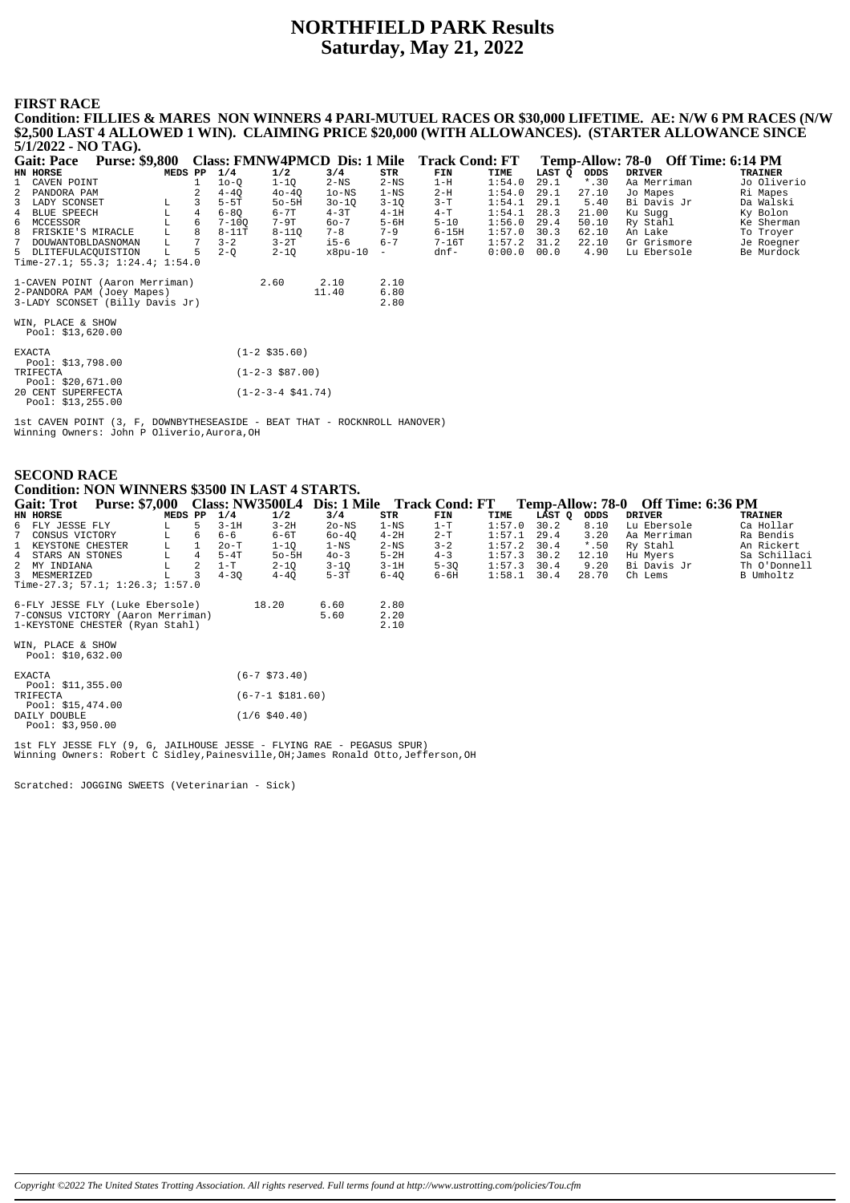# NORTHFIELD PARK Results
## Saturday, May 21, 2022

### FIRST RACE

**Condition: FILLIES & MARES NON WINNERS 4 PARI-MUTUEL RACES OR $30,000 LIFETIME. AE: N/W 6 PM RACES (N/W $2,500 LAST 4 ALLOWED 1 WIN). CLAIMING PRICE $20,000 (WITH ALLOWANCES). (STARTER ALLOWANCE SINCE 5/1/2022 - NO TAG).**

**Gait: Pace  Purse: $9,800  Class: FMNW4PMCD  Dis: 1 Mile  Track Cond: FT  Temp-Allow: 78-0  Off Time: 6:14 PM**

| HN | HORSE | MEDS | PP | 1/4 | 1/2 | 3/4 | STR | FIN | TIME | LAST Q | ODDS | DRIVER | TRAINER |
|---|---|---|---|---|---|---|---|---|---|---|---|---|---|
| 1 | CAVEN POINT | | 1 | 1o-Q | 1-1Q | 2-NS | 2-NS | 1-H | 1:54.0 | 29.1 | *.30 | Aa Merriman | Jo Oliverio |
| 2 | PANDORA PAM | | 2 | 4-4Q | 4o-4Q | 1o-NS | 1-NS | 2-H | 1:54.0 | 29.1 | 27.10 | Jo Mapes | Ri Mapes |
| 3 | LADY SCONSET | L | 3 | 5-5T | 5o-5H | 3o-1Q | 3-1Q | 3-T | 1:54.1 | 29.1 | 5.40 | Bi Davis Jr | Da Walski |
| 4 | BLUE SPEECH | L | 4 | 6-8Q | 6-7T | 4-3T | 4-1H | 4-T | 1:54.1 | 28.3 | 21.00 | Ku Sugg | Ky Bolon |
| 6 | MCCESSOR | L | 6 | 7-10Q | 7-9T | 6o-7 | 5-6H | 5-10 | 1:56.0 | 29.4 | 50.10 | Ry Stahl | Ke Sherman |
| 8 | FRISKIE'S MIRACLE | L | 8 | 8-11T | 8-11Q | 7-8 | 7-9 | 6-15H | 1:57.0 | 30.3 | 62.10 | An Lake | To Troyer |
| 7 | DOUWANTOBLDASNOMAN | L | 7 | 3-2 | 3-2T | i5-6 | 6-7 | 7-16T | 1:57.2 | 31.2 | 22.10 | Gr Grismore | Je Roegner |
| 5 | DLITEFULACQUISTION | L | 5 | 2-Q | 2-1Q | x8pu-10 | - | dnf- | 0:00.0 | 00.0 | 4.90 | Lu Ebersole | Be Murdock |

Time-27.1; 55.3; 1:24.4; 1:54.0

| | Win | Place | Show |
|---|---|---|---|
| 1-CAVEN POINT (Aaron Merriman) | 2.60 | 2.10 | 2.10 |
| 2-PANDORA PAM (Joey Mapes) | | 11.40 | 6.80 |
| 3-LADY SCONSET (Billy Davis Jr) | | | 2.80 |

WIN, PLACE & SHOW
Pool: $13,620.00

| Wager | Result |
|---|---|
| EXACTA (Pool: $13,798.00) | (1-2 $35.60) |
| TRIFECTA (Pool: $20,671.00) | (1-2-3 $87.00) |
| 20 CENT SUPERFECTA (Pool: $13,255.00) | (1-2-3-4 $41.74) |

1st CAVEN POINT (3, F, DOWNBYTHESEASIDE - BEAT THAT - ROCKNROLL HANOVER)
Winning Owners: John P Oliverio,Aurora,OH

### SECOND RACE

**Condition: NON WINNERS $3500 IN LAST 4 STARTS.**

**Gait: Trot  Purse: $7,000  Class: NW3500L4  Dis: 1 Mile  Track Cond: FT  Temp-Allow: 78-0  Off Time: 6:36 PM**

| HN | HORSE | MEDS | PP | 1/4 | 1/2 | 3/4 | STR | FIN | TIME | LAST Q | ODDS | DRIVER | TRAINER |
|---|---|---|---|---|---|---|---|---|---|---|---|---|---|
| 6 | FLY JESSE FLY | L | 5 | 3-1H | 3-2H | 2o-NS | 1-NS | 1-T | 1:57.0 | 30.2 | 8.10 | Lu Ebersole | Ca Hollar |
| 7 | CONSUS VICTORY | L | 6 | 6-6 | 6-6T | 6o-4Q | 4-2H | 2-T | 1:57.1 | 29.4 | 3.20 | Aa Merriman | Ra Bendis |
| 1 | KEYSTONE CHESTER | L | 1 | 2o-T | 1-1Q | 1-NS | 2-NS | 3-2 | 1:57.2 | 30.4 | *.50 | Ry Stahl | An Rickert |
| 4 | STARS AN STONES | L | 4 | 5-4T | 5o-5H | 4o-3 | 5-2H | 4-3 | 1:57.3 | 30.2 | 12.10 | Hu Myers | Sa Schillaci |
| 2 | MY INDIANA | L | 2 | 1-T | 2-1Q | 3-1Q | 3-1H | 5-3Q | 1:57.3 | 30.4 | 9.20 | Bi Davis Jr | Th O'Donnell |
| 3 | MESMERIZED | L | 3 | 4-3Q | 4-4Q | 5-3T | 6-4Q | 6-6H | 1:58.1 | 30.4 | 28.70 | Ch Lems | B Umholtz |

Time-27.3; 57.1; 1:26.3; 1:57.0

| | Win | Place | Show |
|---|---|---|---|
| 6-FLY JESSE FLY (Luke Ebersole) | 18.20 | 6.60 | 2.80 |
| 7-CONSUS VICTORY (Aaron Merriman) | | 5.60 | 2.20 |
| 1-KEYSTONE CHESTER (Ryan Stahl) | | | 2.10 |

WIN, PLACE & SHOW
Pool: $10,632.00

| Wager | Result |
|---|---|
| EXACTA (Pool: $11,355.00) | (6-7 $73.40) |
| TRIFECTA (Pool: $15,474.00) | (6-7-1 $181.60) |
| DAILY DOUBLE (Pool: $3,950.00) | (1/6 $40.40) |

1st FLY JESSE FLY (9, G, JAILHOUSE JESSE - FLYING RAE - PEGASUS SPUR)
Winning Owners: Robert C Sidley,Painesville,OH;James Ronald Otto,Jefferson,OH

Scratched: JOGGING SWEETS (Veterinarian - Sick)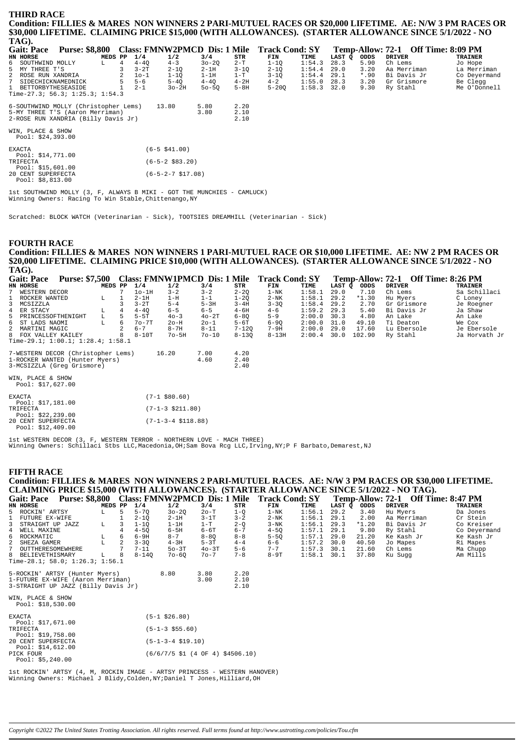## THIRD RACE

**Condition: FILLIES & MARES NON WINNERS 2 PARI-MUTUEL RACES OR $20,000 LIFETIME. AE: N/W 3 PM RACES OR $30,000 LIFETIME. CLAIMING PRICE $15,000 (WITH ALLOWANCES). (STARTER ALLOWANCE SINCE 5/1/2022 - NO TAG).**

**Gait: Pace Purse: $8,800 Class: FMNW2PMCD Dis: 1 Mile Track Cond: SY Temp-Allow: 72-1 Off Time: 8:09 PM**

| HN | HORSE | MEDS | PP | 1/4 | 1/2 | 3/4 | STR | FIN | TIME | LAST Q | ODDS | DRIVER | TRAINER |
|---|---|---|---|---|---|---|---|---|---|---|---|---|---|
| 6 | SOUTHWIND MOLLY | L | 4 | 4-4Q | 4-3 | 3o-2Q | 2-T | 1-1Q | 1:54.3 | 28.3 | 5.90 | Ch Lems | Jo Hope |
| 5 | MY THREE T'S | | 3 | 3-2T | 2-1Q | 2-1H | 3-1Q | 2-1Q | 1:54.4 | 29.0 | 3.20 | Aa Merriman | La Merriman |
| 2 | ROSE RUN XANDRIA | | 2 | 1o-1 | 1-1Q | 1-1H | 1-T | 3-1Q | 1:54.4 | 29.1 | *.90 | Bi Davis Jr | Co Deyermand |
| 7 | SIDECHICKNAMEDNICK | | 5 | 5-6 | 5-4Q | 4-4Q | 4-2H | 4-2 | 1:55.0 | 28.3 | 3.20 | Gr Grismore | Be Clegg |
| 1 | BETTORBYTHESEASIDE | | 1 | 2-1 | 3o-2H | 5o-5Q | 5-8H | 5-20Q | 1:58.3 | 32.0 | 9.30 | Ry Stahl | Me O'Donnell |

Time-27.3; 56.3; 1:25.3; 1:54.3

| | | | |
|---|---|---|---|
| 6-SOUTHWIND MOLLY (Christopher Lems) | 13.80 | 5.80 | 2.20 |
| 5-MY THREE T'S (Aaron Merriman) | | 3.80 | 2.10 |
| 2-ROSE RUN XANDRIA (Billy Davis Jr) | | | 2.10 |

WIN, PLACE & SHOW
Pool: $24,393.00

EXACTA (6-5 $41.00)
Pool: $14,771.00
TRIFECTA (6-5-2 $83.20)
Pool: $15,601.00
20 CENT SUPERFECTA (6-5-2-7 $17.08)
Pool: $8,813.00

1st SOUTHWIND MOLLY (3, F, ALWAYS B MIKI - GOT THE MUNCHIES - CAMLUCK)
Winning Owners: Racing To Win Stable,Chittenango,NY

Scratched: BLOCK WATCH (Veterinarian - Sick), TOOTSIES DREAMHILL (Veterinarian - Sick)

## FOURTH RACE

**Condition: FILLIES & MARES NON WINNERS 1 PARI-MUTUEL RACE OR $10,000 LIFETIME. AE: NW 2 PM RACES OR $20,000 LIFETIME. CLAIMING PRICE $10,000 (WITH ALLOWANCES). (STARTER ALLOWANCE SINCE 5/1/2022 - NO TAG).**

**Gait: Pace Purse: $7,500 Class: FMNW1PMCD Dis: 1 Mile Track Cond: SY Temp-Allow: 72-1 Off Time: 8:26 PM**

| HN | HORSE | MEDS | PP | 1/4 | 1/2 | 3/4 | STR | FIN | TIME | LAST Q | ODDS | DRIVER | TRAINER |
|---|---|---|---|---|---|---|---|---|---|---|---|---|---|
| 7 | WESTERN DECOR | | 7 | 1o-1H | 3-2 | 3-2 | 2-2Q | 1-NK | 1:58.1 | 29.0 | 7.10 | Ch Lems | Sa Schillaci |
| 1 | ROCKER WANTED | L | 1 | 2-1H | 1-H | 1-1 | 1-2Q | 2-NK | 1:58.1 | 29.2 | *1.30 | Hu Myers | C Loney |
| 3 | MCSIZZLA | | 3 | 3-2T | 5-4 | 5-3H | 3-4H | 3-3Q | 1:58.4 | 29.2 | 2.70 | Gr Grismore | Je Roegner |
| 4 | ER STACY | L | 4 | 4-4Q | 6-5 | 6-5 | 4-6H | 4-6 | 1:59.2 | 29.3 | 5.40 | Bi Davis Jr | Ja Shaw |
| 5 | PRINCESSOFTHENIGHT | L | 5 | 5-5T | 4o-3 | 4o-2T | 6-8Q | 5-9 | 2:00.0 | 30.3 | 4.80 | An Lake | An Lake |
| 6 | ST LADS NAOMI | L | 6 | 7o-7T | 2o-H | 2o-1 | 5-6T | 6-9Q | 2:00.0 | 31.0 | 49.10 | Ti Deaton | We Cox |
| 2 | MARTINI MAGIC | | 2 | 6-7 | 8-7H | 8-11 | 7-12Q | 7-9H | 2:00.0 | 29.0 | 17.60 | Lu Ebersole | Je Ebersole |
| 8 | FOX VALLEY KAILEY | | 8 | 8-10T | 7o-5H | 7o-10 | 8-13Q | 8-13H | 2:00.4 | 30.0 | 102.90 | Ry Stahl | Ja Horvath Jr |

Time-29.1; 1:00.1; 1:28.4; 1:58.1

| | | | |
|---|---|---|---|
| 7-WESTERN DECOR (Christopher Lems) | 16.20 | 7.00 | 4.20 |
| 1-ROCKER WANTED (Hunter Myers) | | 4.60 | 2.40 |
| 3-MCSIZZLA (Greg Grismore) | | | 2.40 |

WIN, PLACE & SHOW
Pool: $17,627.00

EXACTA (7-1 $80.60)
Pool: $17,181.00
TRIFECTA (7-1-3 $211.80)
Pool: $22,239.00
20 CENT SUPERFECTA (7-1-3-4 $118.88)
Pool: $12,409.00

1st WESTERN DECOR (3, F, WESTERN TERROR - NORTHERN LOVE - MACH THREE)
Winning Owners: Schillaci Stbs LLC,Macedonia,OH;Sam Bova Rcg LLC,Irving,NY;P F Barbato,Demarest,NJ

## FIFTH RACE

**Condition: FILLIES & MARES NON WINNERS 2 PARI-MUTUEL RACES. AE: N/W 3 PM RACES OR $30,000 LIFETIME. CLAIMING PRICE $15,000 (WITH ALLOWANCES). (STARTER ALLOWANCE SINCE 5/1/2022 - NO TAG).**

**Gait: Pace Purse: $8,800 Class: FMNW2PMCD Dis: 1 Mile Track Cond: SY Temp-Allow: 72-1 Off Time: 8:47 PM**

| HN | HORSE | MEDS | PP | 1/4 | 1/2 | 3/4 | STR | FIN | TIME | LAST Q | ODDS | DRIVER | TRAINER |
|---|---|---|---|---|---|---|---|---|---|---|---|---|---|
| 5 | ROCKIN' ARTSY | L | 5 | 5-7Q | 3o-2Q | 2o-T | 1-Q | 1-NK | 1:56.1 | 29.2 | 3.40 | Hu Myers | Da Jones |
| 1 | FUTURE EX-WIFE | | 1 | 2-1Q | 2-1H | 3-1T | 3-2 | 2-NK | 1:56.1 | 29.1 | 2.00 | Aa Merriman | Cr Stein |
| 3 | STRAIGHT UP JAZZ | L | 3 | 1-1Q | 1-1H | 1-T | 2-Q | 3-NK | 1:56.1 | 29.3 | *1.20 | Bi Davis Jr | Co Kreiser |
| 4 | WELL MAXINE | | 4 | 4-5Q | 6-5H | 6-6T | 6-7 | 4-5Q | 1:57.1 | 29.1 | 9.80 | Ry Stahl | Co Deyermand |
| 6 | ROCKMATIC | L | 6 | 6-9H | 8-7 | 8-8Q | 8-8 | 5-5Q | 1:57.1 | 29.0 | 21.20 | Ke Kash Jr | Ke Kash Jr |
| 2 | SHEZA GAMER | L | 2 | 3-3Q | 4-3H | 5-3T | 4-4 | 6-6 | 1:57.2 | 30.0 | 40.50 | Jo Mapes | Ri Mapes |
| 7 | OUTTHERESOMEWHERE | | 7 | 7-11 | 5o-3T | 4o-3T | 5-6 | 7-7 | 1:57.3 | 30.1 | 21.60 | Ch Lems | Ma Chupp |
| 8 | BELIEVETHISMARY | L | 8 | 8-14Q | 7o-6Q | 7o-7 | 7-8 | 8-9T | 1:58.1 | 30.1 | 37.80 | Ku Sugg | Am Mills |

Time-28.1; 58.0; 1:26.3; 1:56.1

| | | | |
|---|---|---|---|
| 5-ROCKIN' ARTSY (Hunter Myers) | 8.80 | 3.80 | 2.20 |
| 1-FUTURE EX-WIFE (Aaron Merriman) | | 3.00 | 2.10 |
| 3-STRAIGHT UP JAZZ (Billy Davis Jr) | | | 2.10 |

WIN, PLACE & SHOW
Pool: $18,530.00

EXACTA (5-1 $26.80)
Pool: $17,671.00
TRIFECTA (5-1-3 $55.60)
Pool: $19,758.00
20 CENT SUPERFECTA (5-1-3-4 $19.10)
Pool: $14,612.00
PICK FOUR (6/6/7/5 $1 (4 OF 4) $4506.10)
Pool: $5,240.00

1st ROCKIN' ARTSY (4, M, ROCKIN IMAGE - ARTSY PRINCESS - WESTERN HANOVER)
Winning Owners: Michael J Blidy,Colden,NY;Daniel T Jones,Hilliard,OH

*Copyright ©2022 The United States Trotting Association. All rights reserved. Full terms found at http://www.ustrotting.com/policies/Tou.cfm*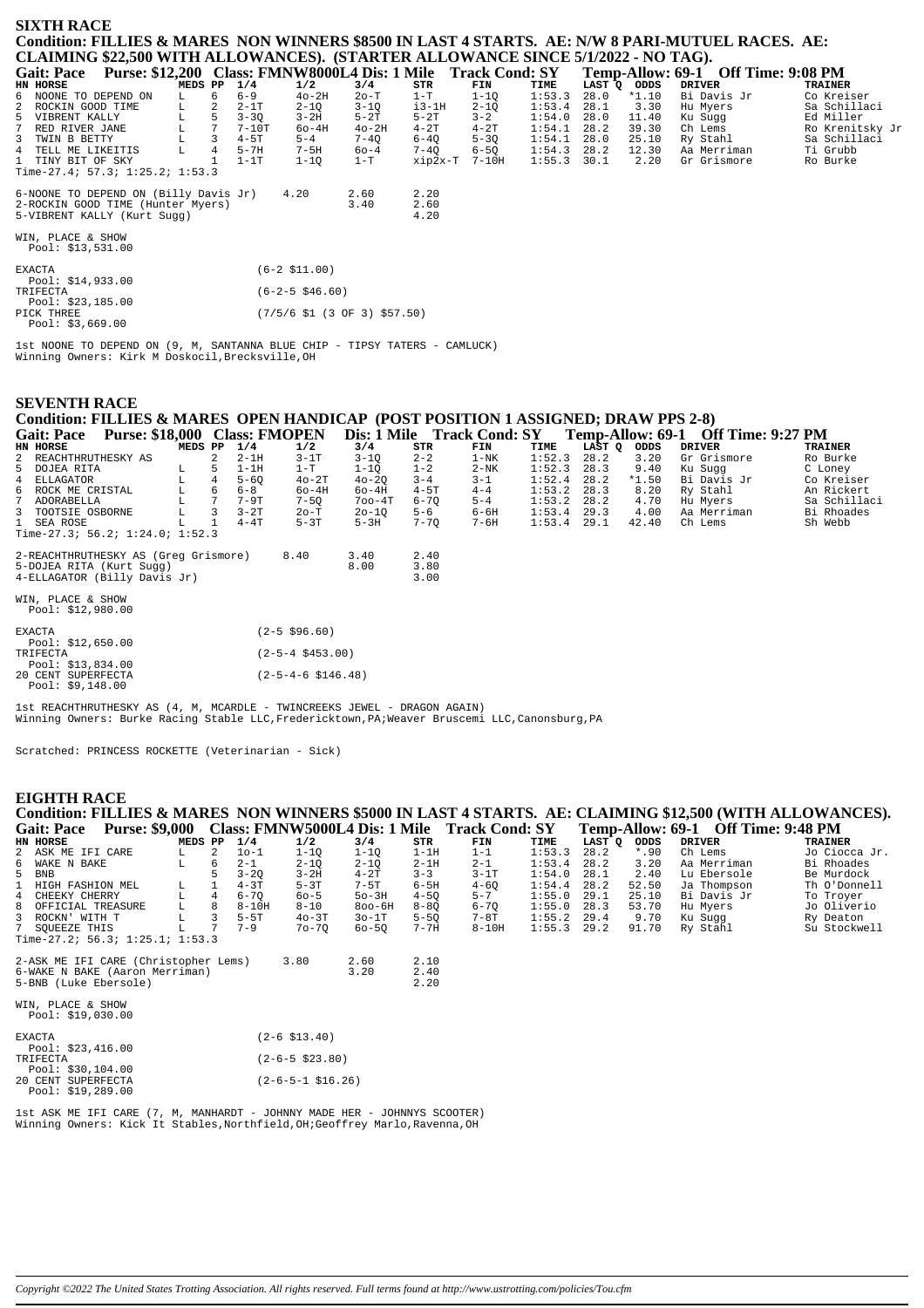## SIXTH RACE

**Condition: FILLIES & MARES NON WINNERS $8500 IN LAST 4 STARTS. AE: N/W 8 PARI-MUTUEL RACES. AE: CLAIMING $22,500 WITH ALLOWANCES). (STARTER ALLOWANCE SINCE 5/1/2022 - NO TAG).**

**Gait: Pace Purse: $12,200 Class: FMNW8000L4 Dis: 1 Mile Track Cond: SY Temp-Allow: 69-1 Off Time: 9:08 PM**

| HN | HORSE | MEDS | PP | 1/4 | 1/2 | 3/4 | STR | FIN | TIME | LAST Q | ODDS | DRIVER | TRAINER |
|---|---|---|---|---|---|---|---|---|---|---|---|---|---|
| 6 | NOONE TO DEPEND ON | L | 6 | 6-9 | 4o-2H | 2o-T | 1-T | 1-1Q | 1:53.3 | 28.0 | *1.10 | Bi Davis Jr | Co Kreiser |
| 2 | ROCKIN GOOD TIME | L | 2 | 2-1T | 2-1Q | 3-1Q | i3-1H | 2-1Q | 1:53.4 | 28.1 | 3.30 | Hu Myers | Sa Schillaci |
| 5 | VIBRENT KALLY | L | 5 | 3-3Q | 3-2H | 5-2T | 5-2T | 3-2 | 1:54.0 | 28.0 | 11.40 | Ku Sugg | Ed Miller |
| 7 | RED RIVER JANE | L | 7 | 7-10T | 6o-4H | 4o-2H | 4-2T | 4-2T | 1:54.1 | 28.2 | 39.30 | Ch Lems | Ro Krenitsky Jr |
| 3 | TWIN B BETTY | L | 3 | 4-5T | 5-4 | 7-4Q | 6-4Q | 5-3Q | 1:54.1 | 28.0 | 25.10 | Ry Stahl | Sa Schillaci |
| 4 | TELL ME LIKEITIS | L | 4 | 5-7H | 7-5H | 6o-4 | 7-4Q | 6-5Q | 1:54.3 | 28.2 | 12.30 | Aa Merriman | Ti Grubb |
| 1 | TINY BIT OF SKY | L | 1 | 1-1T | 1-1Q | 1-T | xip2x-T | 7-10H | 1:55.3 | 30.1 | 2.20 | Gr Grismore | Ro Burke |

Time-27.4; 57.3; 1:25.2; 1:53.3

| | | | |
|---|---|---|---|
| 6-NOONE TO DEPEND ON (Billy Davis Jr) | 4.20 | 2.60 | 2.20 |
| 2-ROCKIN GOOD TIME (Hunter Myers) | | 3.40 | 2.60 |
| 5-VIBRENT KALLY (Kurt Sugg) | | | 4.20 |

WIN, PLACE & SHOW
Pool: $13,531.00

EXACTA (6-2 $11.00)
Pool: $14,933.00

TRIFECTA (6-2-5 $46.60)
Pool: $23,185.00

PICK THREE (7/5/6 $1 (3 OF 3) $57.50)
Pool: $3,669.00

1st NOONE TO DEPEND ON (9, M, SANTANNA BLUE CHIP - TIPSY TATERS - CAMLUCK)
Winning Owners: Kirk M Doskocil,Brecksville,OH

## SEVENTH RACE

**Condition: FILLIES & MARES OPEN HANDICAP (POST POSITION 1 ASSIGNED; DRAW PPS 2-8)**

**Gait: Pace Purse: $18,000 Class: FMOPEN Dis: 1 Mile Track Cond: SY Temp-Allow: 69-1 Off Time: 9:27 PM**

| HN | HORSE | MEDS | PP | 1/4 | 1/2 | 3/4 | STR | FIN | TIME | LAST Q | ODDS | DRIVER | TRAINER |
|---|---|---|---|---|---|---|---|---|---|---|---|---|---|
| 2 | REACHTHRUTHESKY AS | | 2 | 2-1H | 3-1T | 3-1Q | 2-2 | 1-NK | 1:52.3 | 28.2 | 3.20 | Gr Grismore | Ro Burke |
| 5 | DOJEA RITA | L | 5 | 1-1H | 1-T | 1-1Q | 1-2 | 2-NK | 1:52.3 | 28.3 | 9.40 | Ku Sugg | C Loney |
| 4 | ELLAGATOR | L | 4 | 5-6Q | 4o-2T | 4o-2Q | 3-4 | 3-1 | 1:52.4 | 28.2 | *1.50 | Bi Davis Jr | Co Kreiser |
| 6 | ROCK ME CRISTAL | L | 6 | 6-8 | 6o-4H | 6o-4H | 4-5T | 4-4 | 1:53.2 | 28.3 | 8.20 | Ry Stahl | An Rickert |
| 7 | ADORABELLA | L | 7 | 7-9T | 7-5Q | 7oo-4T | 6-7Q | 5-4 | 1:53.2 | 28.2 | 4.70 | Hu Myers | Sa Schillaci |
| 3 | TOOTSIE OSBORNE | L | 3 | 3-2T | 2o-T | 2o-1Q | 5-6 | 6-6H | 1:53.4 | 29.3 | 4.00 | Aa Merriman | Bi Rhoades |
| 1 | SEA ROSE | L | 1 | 4-4T | 5-3T | 5-3H | 7-7Q | 7-6H | 1:53.4 | 29.1 | 42.40 | Ch Lems | Sh Webb |

Time-27.3; 56.2; 1:24.0; 1:52.3

| | | | |
|---|---|---|---|
| 2-REACHTHRUTHESKY AS (Greg Grismore) | 8.40 | 3.40 | 2.40 |
| 5-DOJEA RITA (Kurt Sugg) | | 8.00 | 3.80 |
| 4-ELLAGATOR (Billy Davis Jr) | | | 3.00 |

WIN, PLACE & SHOW
Pool: $12,980.00

EXACTA (2-5 $96.60)
Pool: $12,650.00

TRIFECTA (2-5-4 $453.00)
Pool: $13,834.00

20 CENT SUPERFECTA (2-5-4-6 $146.48)
Pool: $9,148.00

1st REACHTHRUTHESKY AS (4, M, MCARDLE - TWINCREEKS JEWEL - DRAGON AGAIN)
Winning Owners: Burke Racing Stable LLC,Fredericktown,PA;Weaver Bruscemi LLC,Canonsburg,PA

Scratched: PRINCESS ROCKETTE (Veterinarian - Sick)

## EIGHTH RACE

**Condition: FILLIES & MARES NON WINNERS $5000 IN LAST 4 STARTS. AE: CLAIMING $12,500 (WITH ALLOWANCES).**

**Gait: Pace Purse: $9,000 Class: FMNW5000L4 Dis: 1 Mile Track Cond: SY Temp-Allow: 69-1 Off Time: 9:48 PM**

| HN | HORSE | MEDS | PP | 1/4 | 1/2 | 3/4 | STR | FIN | TIME | LAST Q | ODDS | DRIVER | TRAINER |
|---|---|---|---|---|---|---|---|---|---|---|---|---|---|
| 2 | ASK ME IFI CARE | L | 2 | 1o-1 | 1-1Q | 1-1Q | 1-1H | 1-1 | 1:53.3 | 28.2 | *.90 | Ch Lems | Jo Ciocca Jr. |
| 6 | WAKE N BAKE | L | 6 | 2-1 | 2-1Q | 2-1Q | 2-1H | 2-1 | 1:53.4 | 28.2 | 3.20 | Aa Merriman | Bi Rhoades |
| 5 | BNB | | 5 | 3-2Q | 3-2H | 4-2T | 3-3 | 3-1T | 1:54.0 | 28.1 | 2.40 | Lu Ebersole | Be Murdock |
| 1 | HIGH FASHION MEL | L | 1 | 4-3T | 5-3T | 7-5T | 6-5H | 4-6Q | 1:54.4 | 28.2 | 52.50 | Ja Thompson | Th O'Donnell |
| 4 | CHEEKY CHERRY | L | 4 | 6-7Q | 6o-5 | 5o-3H | 4-5Q | 5-7 | 1:55.0 | 29.1 | 25.10 | Bi Davis Jr | To Troyer |
| 8 | OFFICIAL TREASURE | L | 8 | 8-10H | 8-10 | 8oo-6H | 8-8Q | 6-7Q | 1:55.0 | 28.3 | 53.70 | Hu Myers | Jo Oliverio |
| 3 | ROCKN' WITH T | L | 3 | 5-5T | 4o-3T | 3o-1T | 5-5Q | 7-8T | 1:55.2 | 29.4 | 9.70 | Ku Sugg | Ry Deaton |
| 7 | SQUEEZE THIS | L | 7 | 7-9 | 7o-7Q | 6o-5Q | 7-7H | 8-10H | 1:55.3 | 29.2 | 91.70 | Ry Stahl | Su Stockwell |

Time-27.2; 56.3; 1:25.1; 1:53.3

| | | | |
|---|---|---|---|
| 2-ASK ME IFI CARE (Christopher Lems) | 3.80 | 2.60 | 2.10 |
| 6-WAKE N BAKE (Aaron Merriman) | | 3.20 | 2.40 |
| 5-BNB (Luke Ebersole) | | | 2.20 |

WIN, PLACE & SHOW
Pool: $19,030.00

EXACTA (2-6 $13.40)
Pool: $23,416.00

TRIFECTA (2-6-5 $23.80)
Pool: $30,104.00

20 CENT SUPERFECTA (2-6-5-1 $16.26)
Pool: $19,289.00

1st ASK ME IFI CARE (7, M, MANHARDT - JOHNNY MADE HER - JOHNNYS SCOOTER)
Winning Owners: Kick It Stables,Northfield,OH;Geoffrey Marlo,Ravenna,OH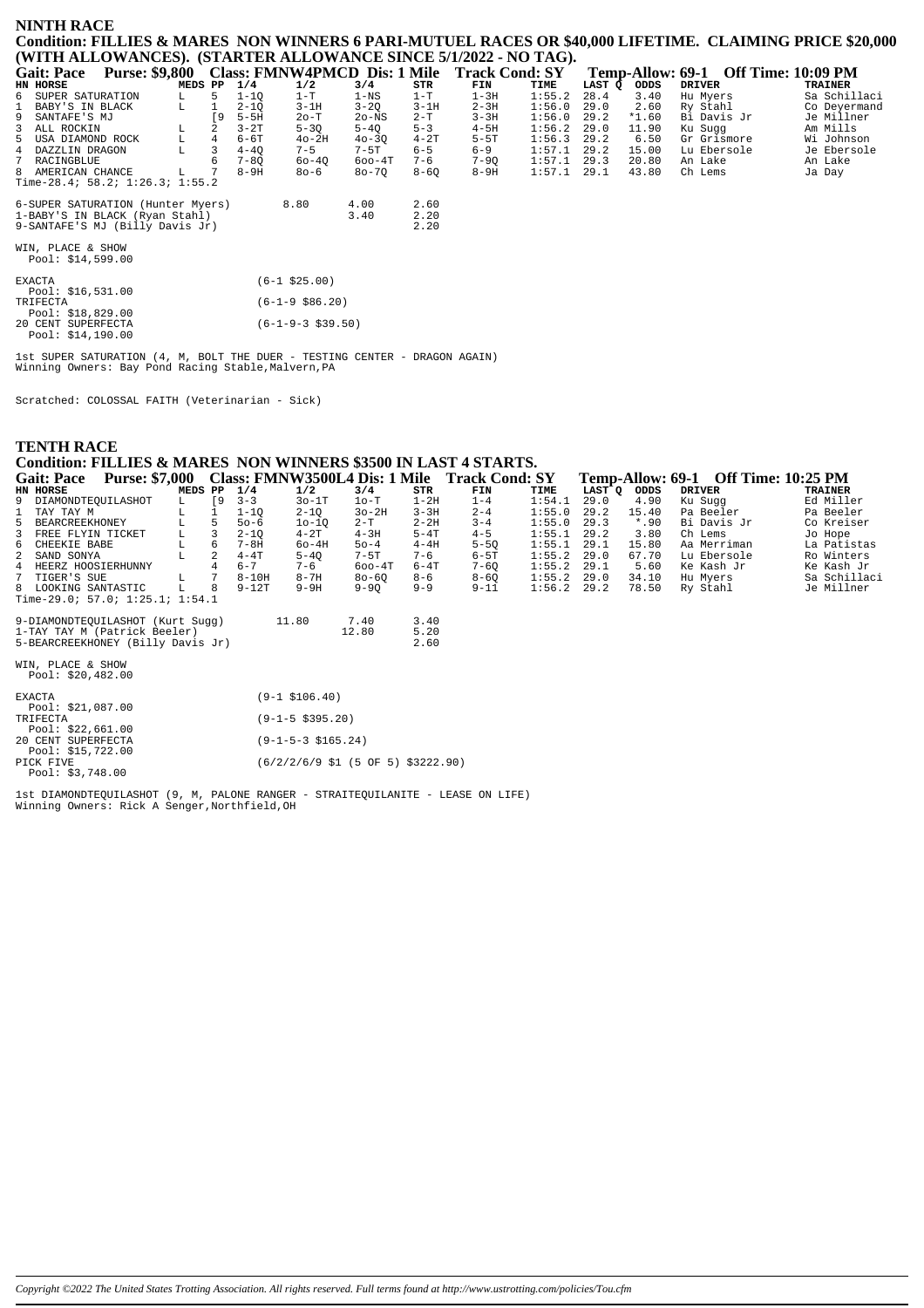## NINTH RACE

**Condition: FILLIES & MARES NON WINNERS 6 PARI-MUTUEL RACES OR $40,000 LIFETIME. CLAIMING PRICE $20,000 (WITH ALLOWANCES). (STARTER ALLOWANCE SINCE 5/1/2022 - NO TAG).**

**Gait: Pace Purse: $9,800 Class: FMNW4PMCD Dis: 1 Mile Track Cond: SY Temp-Allow: 69-1 Off Time: 10:09 PM**

| HN | HORSE | MEDS | PP | 1/4 | 1/2 | 3/4 | STR | FIN | TIME | LAST Q | ODDS | DRIVER | TRAINER |
|---|---|---|---|---|---|---|---|---|---|---|---|---|---|
| 6 | SUPER SATURATION | L | 5 | 1-1Q | 1-T | 1-NS | 1-T | 1-3H | 1:55.2 | 28.4 | 3.40 | Hu Myers | Sa Schillaci |
| 1 | BABY'S IN BLACK | L | 1 | 2-1Q | 3-1H | 3-2Q | 3-1H | 2-3H | 1:56.0 | 29.0 | 2.60 | Ry Stahl | Co Deyermand |
| 9 | SANTAFE'S MJ | | [9 | 5-5H | 2o-T | 2o-NS | 2-T | 3-3H | 1:56.0 | 29.2 | *1.60 | Bi Davis Jr | Je Millner |
| 3 | ALL ROCKIN | L | 2 | 3-2T | 5-3Q | 5-4Q | 5-3 | 4-5H | 1:56.2 | 29.0 | 11.90 | Ku Sugg | Am Mills |
| 5 | USA DIAMOND ROCK | L | 4 | 6-6T | 4o-2H | 4o-3Q | 4-2T | 5-5T | 1:56.3 | 29.2 | 6.50 | Gr Grismore | Wi Johnson |
| 4 | DAZZLIN DRAGON | L | 3 | 4-4Q | 7-5 | 7-5T | 6-5 | 6-9 | 1:57.1 | 29.2 | 15.00 | Lu Ebersole | Je Ebersole |
| 7 | RACINGBLUE | | 6 | 7-8Q | 6o-4Q | 6oo-4T | 7-6 | 7-9Q | 1:57.1 | 29.3 | 20.80 | An Lake | An Lake |
| 8 | AMERICAN CHANCE | L | 7 | 8-9H | 8o-6 | 8o-7Q | 8-6Q | 8-9H | 1:57.1 | 29.1 | 43.80 | Ch Lems | Ja Day |

Time-28.4; 58.2; 1:26.3; 1:55.2

| | | | |
|---|---|---|---|
| 6-SUPER SATURATION (Hunter Myers) | 8.80 | 4.00 | 2.60 |
| 1-BABY'S IN BLACK (Ryan Stahl) | | 3.40 | 2.20 |
| 9-SANTAFE'S MJ (Billy Davis Jr) | | | 2.20 |

WIN, PLACE & SHOW
Pool: $14,599.00

EXACTA (6-1 $25.00)
Pool: $16,531.00
TRIFECTA (6-1-9 $86.20)
Pool: $18,829.00
20 CENT SUPERFECTA (6-1-9-3 $39.50)
Pool: $14,190.00

1st SUPER SATURATION (4, M, BOLT THE DUER - TESTING CENTER - DRAGON AGAIN)
Winning Owners: Bay Pond Racing Stable,Malvern,PA

Scratched: COLOSSAL FAITH (Veterinarian - Sick)

## TENTH RACE

**Condition: FILLIES & MARES NON WINNERS $3500 IN LAST 4 STARTS.**

**Gait: Pace Purse: $7,000 Class: FMNW3500L4 Dis: 1 Mile Track Cond: SY Temp-Allow: 69-1 Off Time: 10:25 PM**

| HN | HORSE | MEDS | PP | 1/4 | 1/2 | 3/4 | STR | FIN | TIME | LAST Q | ODDS | DRIVER | TRAINER |
|---|---|---|---|---|---|---|---|---|---|---|---|---|---|
| 9 | DIAMONDTEQUILASHOT | L | [9 | 3-3 | 3o-1T | 1o-T | 1-2H | 1-4 | 1:54.1 | 29.0 | 4.90 | Ku Sugg | Ed Miller |
| 1 | TAY TAY M | L | 1 | 1-1Q | 2-1Q | 3o-2H | 3-3H | 2-4 | 1:55.0 | 29.2 | 15.40 | Pa Beeler | Pa Beeler |
| 5 | BEARCREEKHONEY | L | 5 | 5o-6 | 1o-1Q | 2-T | 2-2H | 3-4 | 1:55.0 | 29.3 | *.90 | Bi Davis Jr | Co Kreiser |
| 3 | FREE FLYIN TICKET | L | 3 | 2-1Q | 4-2T | 4-3H | 5-4T | 4-5 | 1:55.1 | 29.2 | 3.80 | Ch Lems | Jo Hope |
| 6 | CHEEKIE BABE | L | 6 | 7-8H | 6o-4H | 5o-4 | 4-4H | 5-5Q | 1:55.1 | 29.1 | 15.80 | Aa Merriman | La Patistas |
| 2 | SAND SONYA | L | 2 | 4-4T | 5-4Q | 7-5T | 7-6 | 6-5T | 1:55.2 | 29.0 | 67.70 | Lu Ebersole | Ro Winters |
| 4 | HEERZ HOOSIERHUNNY | | 4 | 6-7 | 7-6 | 6oo-4T | 6-4T | 7-6Q | 1:55.2 | 29.1 | 5.60 | Ke Kash Jr | Ke Kash Jr |
| 7 | TIGER'S SUE | L | 7 | 8-10H | 8-7H | 8o-6Q | 8-6 | 8-6Q | 1:55.2 | 29.0 | 34.10 | Hu Myers | Sa Schillaci |
| 8 | LOOKING SANTASTIC | L | 8 | 9-12T | 9-9H | 9-9Q | 9-9 | 9-11 | 1:56.2 | 29.2 | 78.50 | Ry Stahl | Je Millner |

Time-29.0; 57.0; 1:25.1; 1:54.1

| | | | |
|---|---|---|---|
| 9-DIAMONDTEQUILASHOT (Kurt Sugg) | 11.80 | 7.40 | 3.40 |
| 1-TAY TAY M (Patrick Beeler) | | 12.80 | 5.20 |
| 5-BEARCREEKHONEY (Billy Davis Jr) | | | 2.60 |

WIN, PLACE & SHOW
Pool: $20,482.00

EXACTA (9-1 $106.40)
Pool: $21,087.00
TRIFECTA (9-1-5 $395.20)
Pool: $22,661.00
20 CENT SUPERFECTA (9-1-5-3 $165.24)
Pool: $15,722.00
PICK FIVE (6/2/2/6/9 $1 (5 OF 5) $3222.90)
Pool: $3,748.00

1st DIAMONDTEQUILASHOT (9, M, PALONE RANGER - STRAITEQUILANITE - LEASE ON LIFE)
Winning Owners: Rick A Senger,Northfield,OH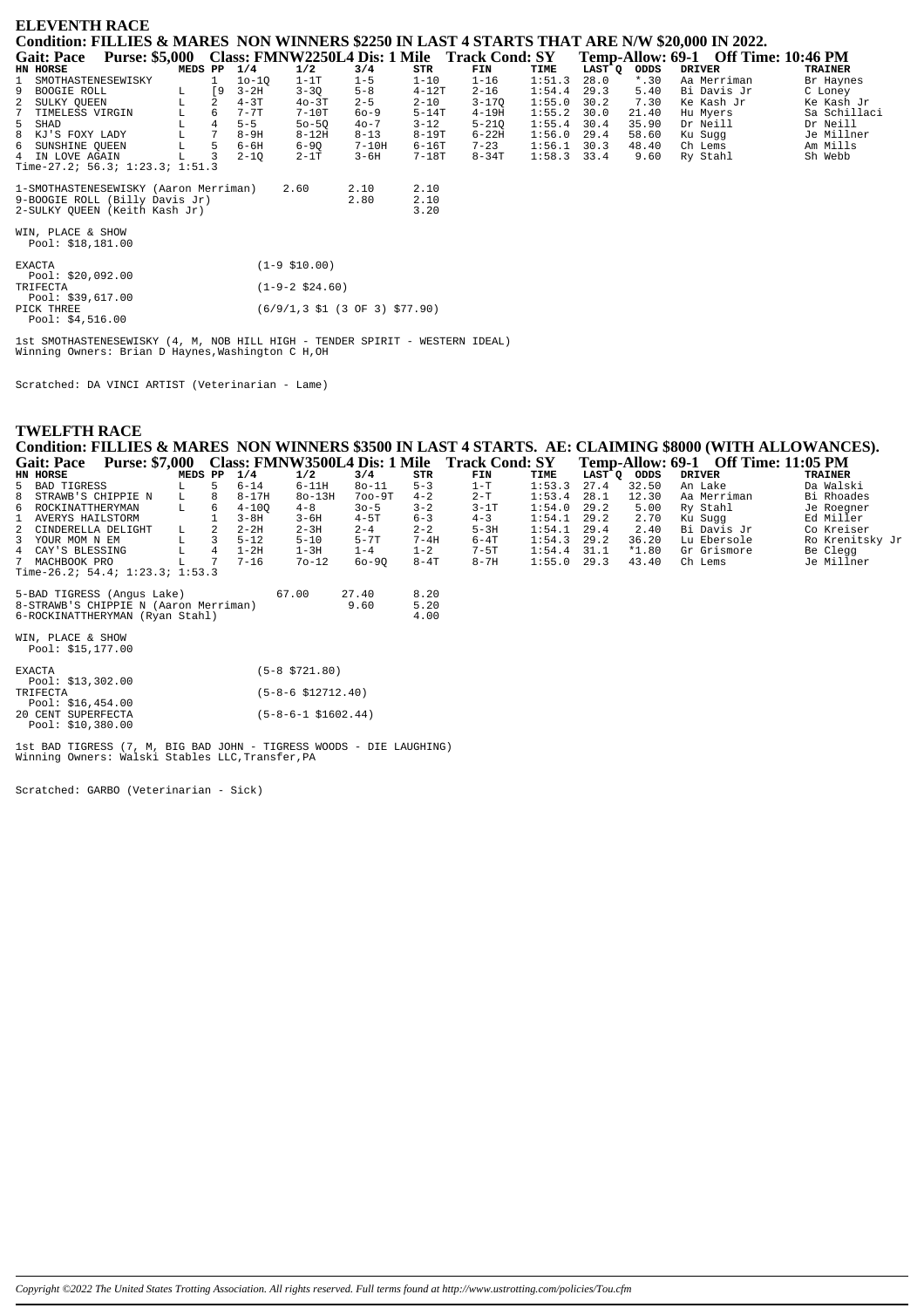## ELEVENTH RACE

**Condition: FILLIES & MARES NON WINNERS \$2250 IN LAST 4 STARTS THAT ARE N/W \$20,000 IN 2022.**

**Gait: Pace Purse: \$5,000 Class: FMNW2250L4 Dis: 1 Mile Track Cond: SY Temp-Allow: 69-1 Off Time: 10:46 PM**

| HN | HORSE | MEDS | PP | 1/4 | 1/2 | 3/4 | STR | FIN | TIME | LAST Q | ODDS | DRIVER | TRAINER |
|---|---|---|---|---|---|---|---|---|---|---|---|---|---|
| 1 | SMOTHASTENESEWISKY | | 1 | 1o-1Q | 1-1T | 1-5 | 1-10 | 1-16 | 1:51.3 | 28.0 | *.30 | Aa Merriman | Br Haynes |
| 9 | BOOGIE ROLL | L | [9 | 3-2H | 3-3Q | 5-8 | 4-12T | 2-16 | 1:54.4 | 29.3 | 5.40 | Bi Davis Jr | C Loney |
| 2 | SULKY QUEEN | L | 2 | 4-3T | 4o-3T | 2-5 | 2-10 | 3-17Q | 1:55.0 | 30.2 | 7.30 | Ke Kash Jr | Ke Kash Jr |
| 7 | TIMELESS VIRGIN | L | 6 | 7-7T | 7-10T | 6o-9 | 5-14T | 4-19H | 1:55.2 | 30.0 | 21.40 | Hu Myers | Sa Schillaci |
| 5 | SHAD | L | 4 | 5-5 | 5o-5Q | 4o-7 | 3-12 | 5-21Q | 1:55.4 | 30.4 | 35.90 | Dr Neill | Dr Neill |
| 8 | KJ'S FOXY LADY | L | 7 | 8-9H | 8-12H | 8-13 | 8-19T | 6-22H | 1:56.0 | 29.4 | 58.60 | Ku Sugg | Je Millner |
| 6 | SUNSHINE QUEEN | L | 5 | 6-6H | 6-9Q | 7-10H | 6-16T | 7-23 | 1:56.1 | 30.3 | 48.40 | Ch Lems | Am Mills |
| 4 | IN LOVE AGAIN | L | 3 | 2-1Q | 2-1T | 3-6H | 7-18T | 8-34T | 1:58.3 | 33.4 | 9.60 | Ry Stahl | Sh Webb |

Time-27.2; 56.3; 1:23.3; 1:51.3

| | | | |
|---|---|---|---|
| 1-SMOTHASTENESEWISKY (Aaron Merriman) | 2.60 | 2.10 | 2.10 |
| 9-BOOGIE ROLL (Billy Davis Jr) | | 2.80 | 2.10 |
| 2-SULKY QUEEN (Keith Kash Jr) | | | 3.20 |

WIN, PLACE & SHOW
Pool: \$18,181.00

EXACTA (1-9 \$10.00)
Pool: \$20,092.00
TRIFECTA (1-9-2 \$24.60)
Pool: \$39,617.00
PICK THREE (6/9/1,3 \$1 (3 OF 3) \$77.90)
Pool: \$4,516.00

1st SMOTHASTENESEWISKY (4, M, NOB HILL HIGH - TENDER SPIRIT - WESTERN IDEAL)
Winning Owners: Brian D Haynes,Washington C H,OH

Scratched: DA VINCI ARTIST (Veterinarian - Lame)

## TWELFTH RACE

**Condition: FILLIES & MARES NON WINNERS \$3500 IN LAST 4 STARTS. AE: CLAIMING \$8000 (WITH ALLOWANCES).**

**Gait: Pace Purse: \$7,000 Class: FMNW3500L4 Dis: 1 Mile Track Cond: SY Temp-Allow: 69-1 Off Time: 11:05 PM**

| HN | HORSE | MEDS | PP | 1/4 | 1/2 | 3/4 | STR | FIN | TIME | LAST Q | ODDS | DRIVER | TRAINER |
|---|---|---|---|---|---|---|---|---|---|---|---|---|---|
| 5 | BAD TIGRESS | L | 5 | 6-14 | 6-11H | 8o-11 | 5-3 | 1-T | 1:53.3 | 27.4 | 32.50 | An Lake | Da Walski |
| 8 | STRAWB'S CHIPPIE N | L | 8 | 8-17H | 8o-13H | 7oo-9T | 4-2 | 2-T | 1:53.4 | 28.1 | 12.30 | Aa Merriman | Bi Rhoades |
| 6 | ROCKINATTHERYMAN | L | 6 | 4-10Q | 4-8 | 3o-5 | 3-2 | 3-1T | 1:54.0 | 29.2 | 5.00 | Ry Stahl | Je Roegner |
| 1 | AVERYS HAILSTORM | | 1 | 3-8H | 3-6H | 4-5T | 6-3 | 4-3 | 1:54.1 | 29.2 | 2.70 | Ku Sugg | Ed Miller |
| 2 | CINDERELLA DELIGHT | L | 2 | 2-2H | 2-3H | 2-4 | 2-2 | 5-3H | 1:54.1 | 29.4 | 2.40 | Bi Davis Jr | Co Kreiser |
| 3 | YOUR MOM N EM | L | 3 | 5-12 | 5-10 | 5-7T | 7-4H | 6-4T | 1:54.3 | 29.2 | 36.20 | Lu Ebersole | Ro Krenitsky Jr |
| 4 | CAY'S BLESSING | L | 4 | 1-2H | 1-3H | 1-4 | 1-2 | 7-5T | 1:54.4 | 31.1 | *1.80 | Gr Grismore | Be Clegg |
| 7 | MACHBOOK PRO | L | 7 | 7-16 | 7o-12 | 6o-9Q | 8-4T | 8-7H | 1:55.0 | 29.3 | 43.40 | Ch Lems | Je Millner |

Time-26.2; 54.4; 1:23.3; 1:53.3

| | | | |
|---|---|---|---|
| 5-BAD TIGRESS (Angus Lake) | 67.00 | 27.40 | 8.20 |
| 8-STRAWB'S CHIPPIE N (Aaron Merriman) | | 9.60 | 5.20 |
| 6-ROCKINATTHERYMAN (Ryan Stahl) | | | 4.00 |

WIN, PLACE & SHOW
Pool: \$15,177.00

EXACTA (5-8 \$721.80)
Pool: \$13,302.00
TRIFECTA (5-8-6 \$12712.40)
Pool: \$16,454.00
20 CENT SUPERFECTA (5-8-6-1 \$1602.44)
Pool: \$10,380.00

1st BAD TIGRESS (7, M, BIG BAD JOHN - TIGRESS WOODS - DIE LAUGHING)
Winning Owners: Walski Stables LLC,Transfer,PA

Scratched: GARBO (Veterinarian - Sick)

*Copyright ©2022 The United States Trotting Association. All rights reserved. Full terms found at http://www.ustrotting.com/policies/Tou.cfm*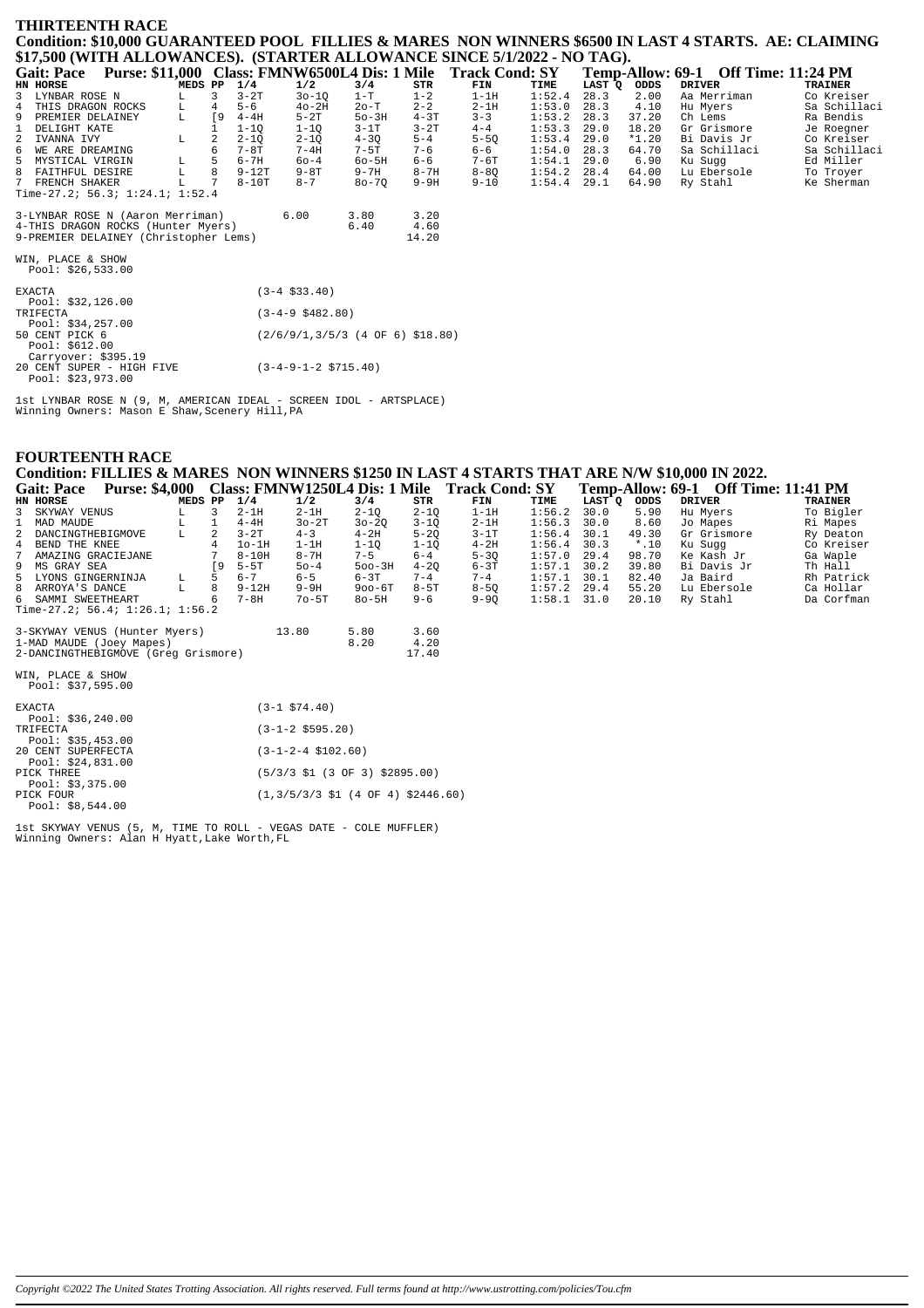## THIRTEENTH RACE

**Condition: $10,000 GUARANTEED POOL FILLIES & MARES NON WINNERS $6500 IN LAST 4 STARTS. AE: CLAIMING $17,500 (WITH ALLOWANCES). (STARTER ALLOWANCE SINCE 5/1/2022 - NO TAG).**

**Gait: Pace Purse: $11,000 Class: FMNW6500L4 Dis: 1 Mile Track Cond: SY Temp-Allow: 69-1 Off Time: 11:24 PM**

| HN | HORSE | MEDS | PP | 1/4 | 1/2 | 3/4 | STR | FIN | TIME | LAST Q | ODDS | DRIVER | TRAINER |
|---|---|---|---|---|---|---|---|---|---|---|---|---|---|
| 3 | LYNBAR ROSE N | L | 3 | 3-2T | 3o-1Q | 1-T | 1-2 | 1-1H | 1:52.4 | 28.3 | 2.00 | Aa Merriman | Co Kreiser |
| 4 | THIS DRAGON ROCKS | L | 4 | 5-6 | 4o-2H | 2o-T | 2-2 | 2-1H | 1:53.0 | 28.3 | 4.10 | Hu Myers | Sa Schillaci |
| 9 | PREMIER DELAINEY | L | [9 | 4-4H | 5-2T | 5o-3H | 4-3T | 3-3 | 1:53.2 | 28.3 | 37.20 | Ch Lems | Ra Bendis |
| 1 | DELIGHT KATE | | 1 | 1-1Q | 1-1Q | 3-1T | 3-2T | 4-4 | 1:53.3 | 29.0 | 18.20 | Gr Grismore | Je Roegner |
| 2 | IVANNA IVY | L | 2 | 2-1Q | 2-1Q | 4-3Q | 5-4 | 5-5Q | 1:53.4 | 29.0 | *1.20 | Bi Davis Jr | Co Kreiser |
| 6 | WE ARE DREAMING | | 6 | 7-8T | 7-4H | 7-5T | 7-6 | 6-6 | 1:54.0 | 28.3 | 64.70 | Sa Schillaci | Sa Schillaci |
| 5 | MYSTICAL VIRGIN | L | 5 | 6-7H | 6o-4 | 6o-5H | 6-6 | 7-6T | 1:54.1 | 29.0 | 6.90 | Ku Sugg | Ed Miller |
| 8 | FAITHFUL DESIRE | L | 8 | 9-12T | 9-8T | 9-7H | 8-7H | 8-8Q | 1:54.2 | 28.4 | 64.00 | Lu Ebersole | To Troyer |
| 7 | FRENCH SHAKER | L | 7 | 8-10T | 8-7 | 8o-7Q | 9-9H | 9-10 | 1:54.4 | 29.1 | 64.90 | Ry Stahl | Ke Sherman |

Time-27.2; 56.3; 1:24.1; 1:52.4

| | | | |
|---|---|---|---|
| 3-LYNBAR ROSE N (Aaron Merriman) | 6.00 | 3.80 | 3.20 |
| 4-THIS DRAGON ROCKS (Hunter Myers) | | 6.40 | 4.60 |
| 9-PREMIER DELAINEY (Christopher Lems) | | | 14.20 |

WIN, PLACE & SHOW
Pool: $26,533.00

| | |
|---|---|
| EXACTA Pool: $32,126.00 | (3-4 $33.40) |
| TRIFECTA Pool: $34,257.00 | (3-4-9 $482.80) |
| 50 CENT PICK 6 Pool: $612.00 Carryover: $395.19 | (2/6/9/1,3/5/3 (4 OF 6) $18.80) |
| 20 CENT SUPER - HIGH FIVE Pool: $23,973.00 | (3-4-9-1-2 $715.40) |

1st LYNBAR ROSE N (9, M, AMERICAN IDEAL - SCREEN IDOL - ARTSPLACE)
Winning Owners: Mason E Shaw,Scenery Hill,PA

## FOURTEENTH RACE

**Condition: FILLIES & MARES NON WINNERS $1250 IN LAST 4 STARTS THAT ARE N/W $10,000 IN 2022.**

**Gait: Pace Purse: $4,000 Class: FMNW1250L4 Dis: 1 Mile Track Cond: SY Temp-Allow: 69-1 Off Time: 11:41 PM**

| HN | HORSE | MEDS | PP | 1/4 | 1/2 | 3/4 | STR | FIN | TIME | LAST Q | ODDS | DRIVER | TRAINER |
|---|---|---|---|---|---|---|---|---|---|---|---|---|---|
| 3 | SKYWAY VENUS | L | 3 | 2-1H | 2-1H | 2-1Q | 2-1Q | 1-1H | 1:56.2 | 30.0 | 5.90 | Hu Myers | To Bigler |
| 1 | MAD MAUDE | L | 1 | 4-4H | 3o-2T | 3o-2Q | 3-1Q | 2-1H | 1:56.3 | 30.0 | 8.60 | Jo Mapes | Ri Mapes |
| 2 | DANCINGTHEBIGMOVE | L | 2 | 3-2T | 4-3 | 4-2H | 5-2Q | 3-1T | 1:56.4 | 30.1 | 49.30 | Gr Grismore | Ry Deaton |
| 4 | BEND THE KNEE | | 4 | 1o-1H | 1-1H | 1-1Q | 1-1Q | 4-2H | 1:56.4 | 30.3 | *.10 | Ku Sugg | Co Kreiser |
| 7 | AMAZING GRACIEJANE | | 7 | 8-10H | 8-7H | 7-5 | 6-4 | 5-3Q | 1:57.0 | 29.4 | 98.70 | Ke Kash Jr | Ga Waple |
| 9 | MS GRAY SEA | | [9 | 5-5T | 5o-4 | 5oo-3H | 4-2Q | 6-3T | 1:57.1 | 30.2 | 39.80 | Bi Davis Jr | Th Hall |
| 5 | LYONS GINGERNINJA | L | 5 | 6-7 | 6-5 | 6-3T | 7-4 | 7-4 | 1:57.1 | 30.1 | 82.40 | Ja Baird | Rh Patrick |
| 8 | ARROYA'S DANCE | L | 8 | 9-12H | 9-9H | 9oo-6T | 8-5T | 8-5Q | 1:57.2 | 29.4 | 55.20 | Lu Ebersole | Ca Hollar |
| 6 | SAMMI SWEETHEART | | 6 | 7-8H | 7o-5T | 8o-5H | 9-6 | 9-9Q | 1:58.1 | 31.0 | 20.10 | Ry Stahl | Da Corfman |

Time-27.2; 56.4; 1:26.1; 1:56.2

| | | | |
|---|---|---|---|
| 3-SKYWAY VENUS (Hunter Myers) | 13.80 | 5.80 | 3.60 |
| 1-MAD MAUDE (Joey Mapes) | | 8.20 | 4.20 |
| 2-DANCINGTHEBIGMOVE (Greg Grismore) | | | 17.40 |

WIN, PLACE & SHOW
Pool: $37,595.00

| | |
|---|---|
| EXACTA Pool: $36,240.00 | (3-1 $74.40) |
| TRIFECTA Pool: $35,453.00 | (3-1-2 $595.20) |
| 20 CENT SUPERFECTA Pool: $24,831.00 | (3-1-2-4 $102.60) |
| PICK THREE Pool: $3,375.00 | (5/3/3 $1 (3 OF 3) $2895.00) |
| PICK FOUR Pool: $8,544.00 | (1,3/5/3/3 $1 (4 OF 4) $2446.60) |

1st SKYWAY VENUS (5, M, TIME TO ROLL - VEGAS DATE - COLE MUFFLER)
Winning Owners: Alan H Hyatt,Lake Worth,FL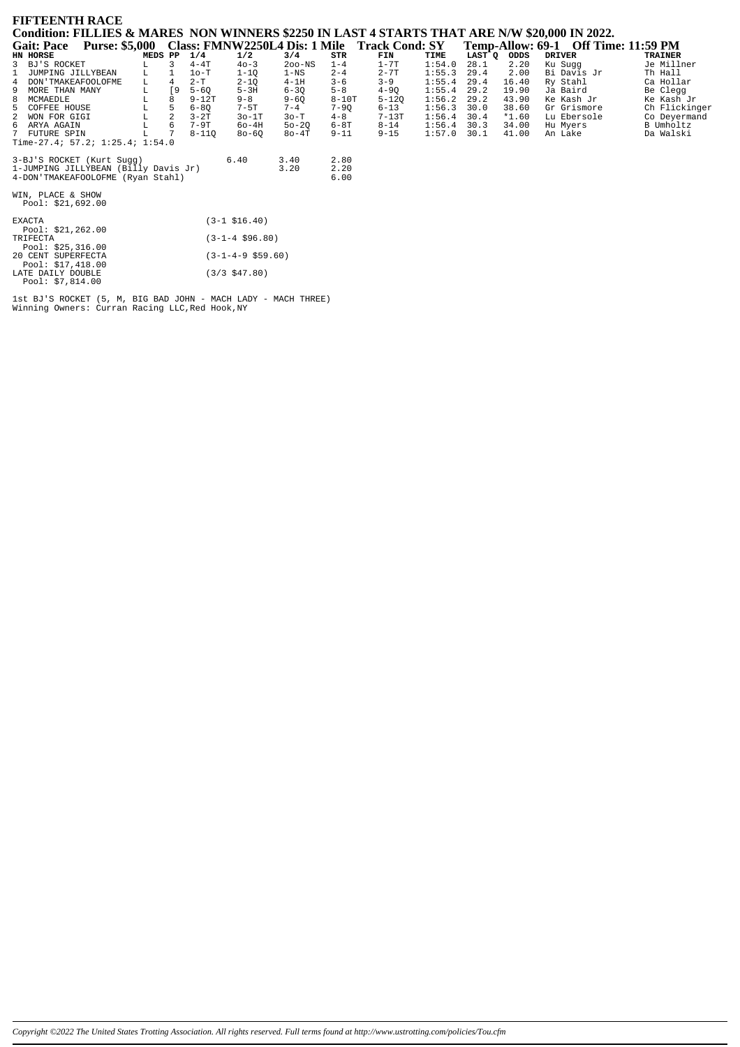# FIFTEENTH RACE

**Condition: FILLIES & MARES NON WINNERS $2250 IN LAST 4 STARTS THAT ARE N/W $20,000 IN 2022.**

**Gait: Pace Purse: $5,000 Class: FMNW2250L4 Dis: 1 Mile Track Cond: SY Temp-Allow: 69-1 Off Time: 11:59 PM**

| HN | HORSE | MEDS | PP | 1/4 | 1/2 | 3/4 | STR | FIN | TIME | LAST Q | ODDS | DRIVER | TRAINER |
|---|---|---|---|---|---|---|---|---|---|---|---|---|---|
| 3 | BJ'S ROCKET | L | 3 | 4-4T | 4o-3 | 2oo-NS | 1-4 | 1-7T | 1:54.0 | 28.1 | 2.20 | Ku Sugg | Je Millner |
| 1 | JUMPING JILLYBEAN | L | 1 | 1o-T | 1-1Q | 1-NS | 2-4 | 2-7T | 1:55.3 | 29.4 | 2.00 | Bi Davis Jr | Th Hall |
| 4 | DON'TMAKEAFOOLOFME | L | 4 | 2-T | 2-1Q | 4-1H | 3-6 | 3-9 | 1:55.4 | 29.4 | 16.40 | Ry Stahl | Ca Hollar |
| 9 | MORE THAN MANY | L | [9 | 5-6Q | 5-3H | 6-3Q | 5-8 | 4-9Q | 1:55.4 | 29.2 | 19.90 | Ja Baird | Be Clegg |
| 8 | MCMAEDLE | L | 8 | 9-12T | 9-8 | 9-6Q | 8-10T | 5-12Q | 1:56.2 | 29.2 | 43.90 | Ke Kash Jr | Ke Kash Jr |
| 5 | COFFEE HOUSE | L | 5 | 6-8Q | 7-5T | 7-4 | 7-9Q | 6-13 | 1:56.3 | 30.0 | 38.60 | Gr Grismore | Ch Flickinger |
| 2 | WON FOR GIGI | L | 2 | 3-2T | 3o-1T | 3o-T | 4-8 | 7-13T | 1:56.4 | 30.4 | *1.60 | Lu Ebersole | Co Deyermand |
| 6 | ARYA AGAIN | L | 6 | 7-9T | 6o-4H | 5o-2Q | 6-8T | 8-14 | 1:56.4 | 30.3 | 34.00 | Hu Myers | B Umholtz |
| 7 | FUTURE SPIN | L | 7 | 8-11Q | 8o-6Q | 8o-4T | 9-11 | 9-15 | 1:57.0 | 30.1 | 41.00 | An Lake | Da Walski |

Time-27.4; 57.2; 1:25.4; 1:54.0

| | | | |
|---|---|---|---|
| 3-BJ'S ROCKET (Kurt Sugg) | 6.40 | 3.40 | 2.80 |
| 1-JUMPING JILLYBEAN (Billy Davis Jr) | | 3.20 | 2.20 |
| 4-DON'TMAKEAFOOLOFME (Ryan Stahl) | | | 6.00 |

WIN, PLACE & SHOW
Pool: $21,692.00

| | |
|---|---|
| EXACTA<br>Pool: $21,262.00 | (3-1 $16.40) |
| TRIFECTA<br>Pool: $25,316.00 | (3-1-4 $96.80) |
| 20 CENT SUPERFECTA<br>Pool: $17,418.00 | (3-1-4-9 $59.60) |
| LATE DAILY DOUBLE<br>Pool: $7,814.00 | (3/3 $47.80) |

1st BJ'S ROCKET (5, M, BIG BAD JOHN - MACH LADY - MACH THREE)
Winning Owners: Curran Racing LLC,Red Hook,NY